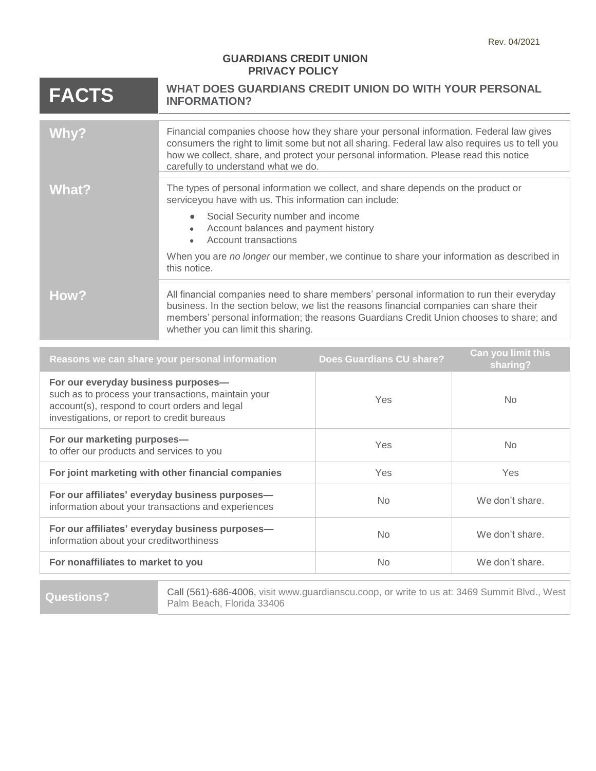Rev. 04/2021

# GUARDIANS CREDIT UNION PRIVACY POLICY

| FACTS | WHAT DOES GUARDIANS CREDIT UNION DO WITH YOUR PERSONAL INFORMATION? |
|---|---|
| **Why?** | Financial companies choose how they share your personal information. Federal law gives consumers the right to limit some but not all sharing. Federal law also requires us to tell you how we collect, share, and protect your personal information. Please read this notice carefully to understand what we do. |
| **What?** | The types of personal information we collect, and share depends on the product or serviceyou have with us. This information can include:<br>• Social Security number and income<br>• Account balances and payment history<br>• Account transactions<br><br>When you are *no longer* our member, we continue to share your information as described in this notice. |
| **How?** | All financial companies need to share members' personal information to run their everyday business. In the section below, we list the reasons financial companies can share their members' personal information; the reasons Guardians Credit Union chooses to share; and whether you can limit this sharing. |

| Reasons we can share your personal information | Does Guardians CU share? | Can you limit this sharing? |
|---|---|---|
| **For our everyday business purposes—** such as to process your transactions, maintain your account(s), respond to court orders and legal investigations, or report to credit bureaus | Yes | No |
| **For our marketing purposes—** to offer our products and services to you | Yes | No |
| **For joint marketing with other financial companies** | Yes | Yes |
| **For our affiliates' everyday business purposes—** information about your transactions and experiences | No | We don't share. |
| **For our affiliates' everyday business purposes—** information about your creditworthiness | No | We don't share. |
| **For nonaffiliates to market to you** | No | We don't share. |

| Questions? | Call (561)-686-4006, visit www.guardianscu.coop, or write to us at: 3469 Summit Blvd., West Palm Beach, Florida 33406 |
|---|---|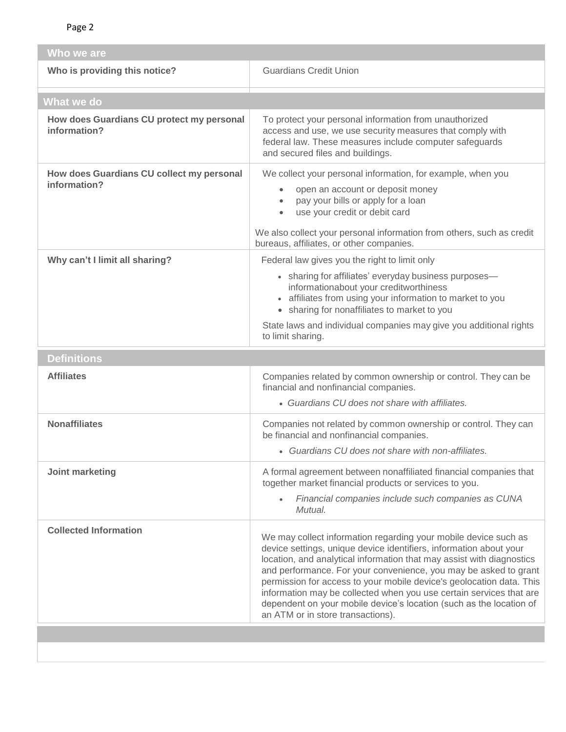| Who we are | |
|---|---|
| **Who is providing this notice?** | Guardians Credit Union |

| What we do | |
|---|---|
| **How does Guardians CU protect my personal information?** | To protect your personal information from unauthorized access and use, we use security measures that comply with federal law. These measures include computer safeguards and secured files and buildings. |
| **How does Guardians CU collect my personal information?** | We collect your personal information, for example, when you<br>• open an account or deposit money<br>• pay your bills or apply for a loan<br>• use your credit or debit card<br><br>We also collect your personal information from others, such as credit bureaus, affiliates, or other companies. |
| **Why can't I limit all sharing?** | Federal law gives you the right to limit only<br>• sharing for affiliates' everyday business purposes—informationabout your creditworthiness<br>• affiliates from using your information to market to you<br>• sharing for nonaffiliates to market to you<br><br>State laws and individual companies may give you additional rights to limit sharing. |

| Definitions | |
|---|---|
| **Affiliates** | Companies related by common ownership or control. They can be financial and nonfinancial companies.<br>• *Guardians CU does not share with affiliates.* |
| **Nonaffiliates** | Companies not related by common ownership or control. They can be financial and nonfinancial companies.<br>• *Guardians CU does not share with non-affiliates.* |
| **Joint marketing** | A formal agreement between nonaffiliated financial companies that together market financial products or services to you.<br>• *Financial companies include such companies as CUNA Mutual.* |
| **Collected Information** | We may collect information regarding your mobile device such as device settings, unique device identifiers, information about your location, and analytical information that may assist with diagnostics and performance. For your convenience, you may be asked to grant permission for access to your mobile device's geolocation data. This information may be collected when you use certain services that are dependent on your mobile device's location (such as the location of an ATM or in store transactions). |